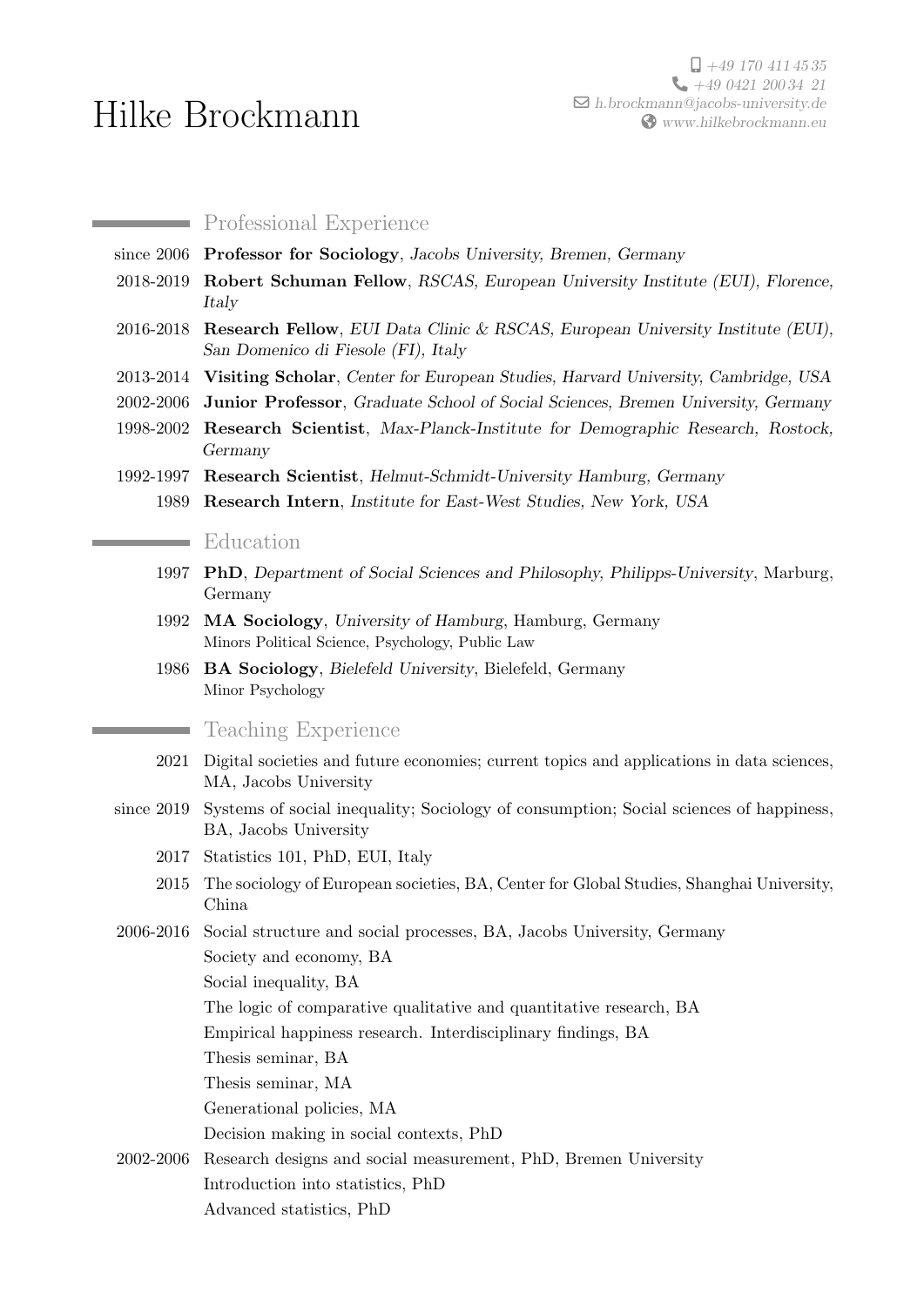# Hilke Brockmann

+49 170 411 45 35
+49 0421 200 34 21
h.brockmann@jacobs-university.de
www.hilkebrockmann.eu

## Professional Experience

- since 2006 **Professor for Sociology**, *Jacobs University, Bremen, Germany*
- 2018-2019 **Robert Schuman Fellow**, *RSCAS, European University Institute (EUI), Florence, Italy*
- 2016-2018 **Research Fellow**, *EUI Data Clinic & RSCAS, European University Institute (EUI), San Domenico di Fiesole (FI), Italy*
- 2013-2014 **Visiting Scholar**, *Center for European Studies, Harvard University, Cambridge, USA*
- 2002-2006 **Junior Professor**, *Graduate School of Social Sciences, Bremen University, Germany*
- 1998-2002 **Research Scientist**, *Max-Planck-Institute for Demographic Research, Rostock, Germany*
- 1992-1997 **Research Scientist**, *Helmut-Schmidt-University Hamburg, Germany*
- 1989 **Research Intern**, *Institute for East-West Studies, New York, USA*

## Education

- 1997 **PhD**, *Department of Social Sciences and Philosophy, Philipps-University*, Marburg, Germany
- 1992 **MA Sociology**, *University of Hamburg*, Hamburg, Germany
  Minors Political Science, Psychology, Public Law
- 1986 **BA Sociology**, *Bielefeld University*, Bielefeld, Germany
  Minor Psychology

## Teaching Experience

- 2021 Digital societies and future economies; current topics and applications in data sciences, MA, Jacobs University
- since 2019 Systems of social inequality; Sociology of consumption; Social sciences of happiness, BA, Jacobs University
- 2017 Statistics 101, PhD, EUI, Italy
- 2015 The sociology of European societies, BA, Center for Global Studies, Shanghai University, China
- 2006-2016 Social structure and social processes, BA, Jacobs University, Germany
  - Society and economy, BA
  - Social inequality, BA
  - The logic of comparative qualitative and quantitative research, BA
  - Empirical happiness research. Interdisciplinary findings, BA
  - Thesis seminar, BA
  - Thesis seminar, MA
  - Generational policies, MA
  - Decision making in social contexts, PhD
- 2002-2006 Research designs and social measurement, PhD, Bremen University
  - Introduction into statistics, PhD
  - Advanced statistics, PhD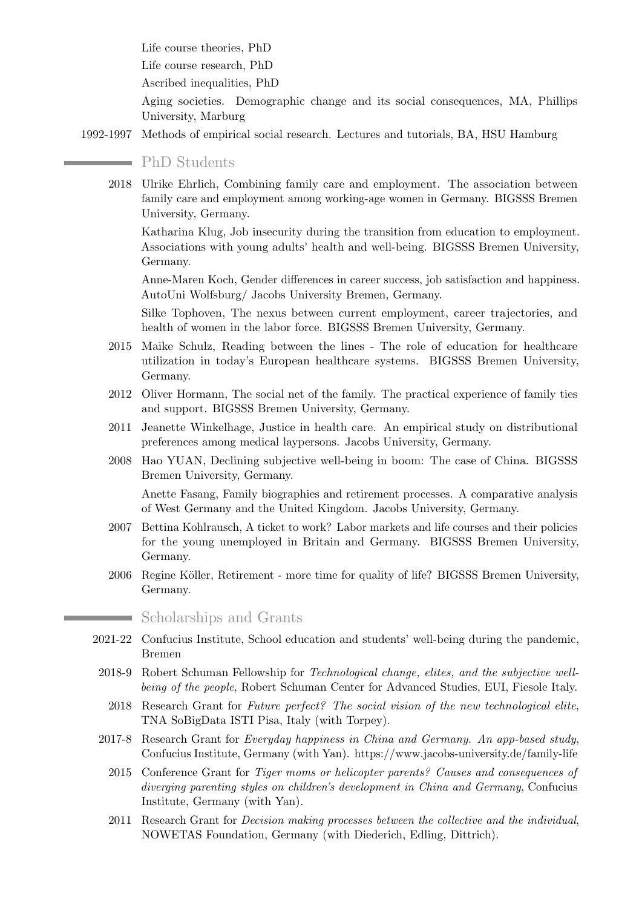Life course theories, PhD

Life course research, PhD

Ascribed inequalities, PhD

Aging societies. Demographic change and its social consequences, MA, Phillips University, Marburg

1992-1997 Methods of empirical social research. Lectures and tutorials, BA, HSU Hamburg

## PhD Students

2018 Ulrike Ehrlich, Combining family care and employment. The association between family care and employment among working-age women in Germany. BIGSSS Bremen University, Germany.

Katharina Klug, Job insecurity during the transition from education to employment. Associations with young adults' health and well-being. BIGSSS Bremen University, Germany.

Anne-Maren Koch, Gender differences in career success, job satisfaction and happiness. AutoUni Wolfsburg/ Jacobs University Bremen, Germany.

Silke Tophoven, The nexus between current employment, career trajectories, and health of women in the labor force. BIGSSS Bremen University, Germany.

2015 Maike Schulz, Reading between the lines - The role of education for healthcare utilization in today's European healthcare systems. BIGSSS Bremen University, Germany.

2012 Oliver Hormann, The social net of the family. The practical experience of family ties and support. BIGSSS Bremen University, Germany.

2011 Jeanette Winkelhage, Justice in health care. An empirical study on distributional preferences among medical laypersons. Jacobs University, Germany.

2008 Hao YUAN, Declining subjective well-being in boom: The case of China. BIGSSS Bremen University, Germany.

Anette Fasang, Family biographies and retirement processes. A comparative analysis of West Germany and the United Kingdom. Jacobs University, Germany.

2007 Bettina Kohlrausch, A ticket to work? Labor markets and life courses and their policies for the young unemployed in Britain and Germany. BIGSSS Bremen University, Germany.

2006 Regine Köller, Retirement - more time for quality of life? BIGSSS Bremen University, Germany.

## Scholarships and Grants

2021-22 Confucius Institute, School education and students' well-being during the pandemic, Bremen

2018-9 Robert Schuman Fellowship for *Technological change, elites, and the subjective well-being of the people*, Robert Schuman Center for Advanced Studies, EUI, Fiesole Italy.

2018 Research Grant for *Future perfect? The social vision of the new technological elite*, TNA SoBigData ISTI Pisa, Italy (with Torpey).

2017-8 Research Grant for *Everyday happiness in China and Germany. An app-based study*, Confucius Institute, Germany (with Yan). https://www.jacobs-university.de/family-life

2015 Conference Grant for *Tiger moms or helicopter parents? Causes and consequences of diverging parenting styles on children's development in China and Germany*, Confucius Institute, Germany (with Yan).

2011 Research Grant for *Decision making processes between the collective and the individual*, NOWETAS Foundation, Germany (with Diederich, Edling, Dittrich).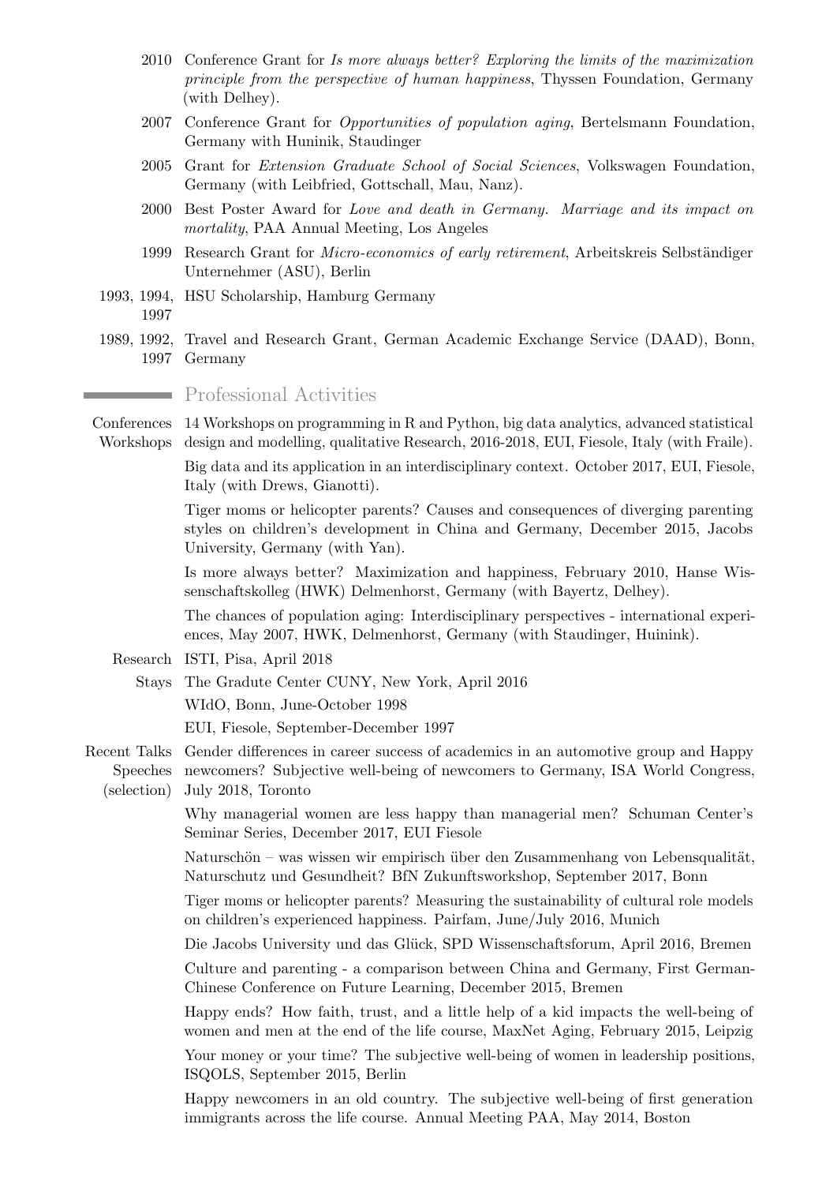- 2010 Conference Grant for *Is more always better? Exploring the limits of the maximization principle from the perspective of human happiness*, Thyssen Foundation, Germany (with Delhey).
- 2007 Conference Grant for *Opportunities of population aging*, Bertelsmann Foundation, Germany with Huninik, Staudinger
- 2005 Grant for *Extension Graduate School of Social Sciences*, Volkswagen Foundation, Germany (with Leibfried, Gottschall, Mau, Nanz).
- 2000 Best Poster Award for *Love and death in Germany. Marriage and its impact on mortality*, PAA Annual Meeting, Los Angeles
- 1999 Research Grant for *Micro-economics of early retirement*, Arbeitskreis Selbständiger Unternehmer (ASU), Berlin
- 1993, 1994, 1997 HSU Scholarship, Hamburg Germany
- 1989, 1992, 1997 Travel and Research Grant, German Academic Exchange Service (DAAD), Bonn, Germany

## Professional Activities

**Conferences Workshops**

14 Workshops on programming in R and Python, big data analytics, advanced statistical design and modelling, qualitative Research, 2016-2018, EUI, Fiesole, Italy (with Fraile).

Big data and its application in an interdisciplinary context. October 2017, EUI, Fiesole, Italy (with Drews, Gianotti).

Tiger moms or helicopter parents? Causes and consequences of diverging parenting styles on children's development in China and Germany, December 2015, Jacobs University, Germany (with Yan).

Is more always better? Maximization and happiness, February 2010, Hanse Wissenschaftskolleg (HWK) Delmenhorst, Germany (with Bayertz, Delhey).

The chances of population aging: Interdisciplinary perspectives - international experiences, May 2007, HWK, Delmenhorst, Germany (with Staudinger, Huinink).

**Research Stays**

ISTI, Pisa, April 2018

The Gradute Center CUNY, New York, April 2016

WIdO, Bonn, June-October 1998

EUI, Fiesole, September-December 1997

**Recent Talks Speeches (selection)**

Gender differences in career success of academics in an automotive group and Happy newcomers? Subjective well-being of newcomers to Germany, ISA World Congress, July 2018, Toronto

Why managerial women are less happy than managerial men? Schuman Center's Seminar Series, December 2017, EUI Fiesole

Naturschön – was wissen wir empirisch über den Zusammenhang von Lebensqualität, Naturschutz und Gesundheit? BfN Zukunftsworkshop, September 2017, Bonn

Tiger moms or helicopter parents? Measuring the sustainability of cultural role models on children's experienced happiness. Pairfam, June/July 2016, Munich

Die Jacobs University und das Glück, SPD Wissenschaftsforum, April 2016, Bremen

Culture and parenting - a comparison between China and Germany, First German-Chinese Conference on Future Learning, December 2015, Bremen

Happy ends? How faith, trust, and a little help of a kid impacts the well-being of women and men at the end of the life course, MaxNet Aging, February 2015, Leipzig

Your money or your time? The subjective well-being of women in leadership positions, ISQOLS, September 2015, Berlin

Happy newcomers in an old country. The subjective well-being of first generation immigrants across the life course. Annual Meeting PAA, May 2014, Boston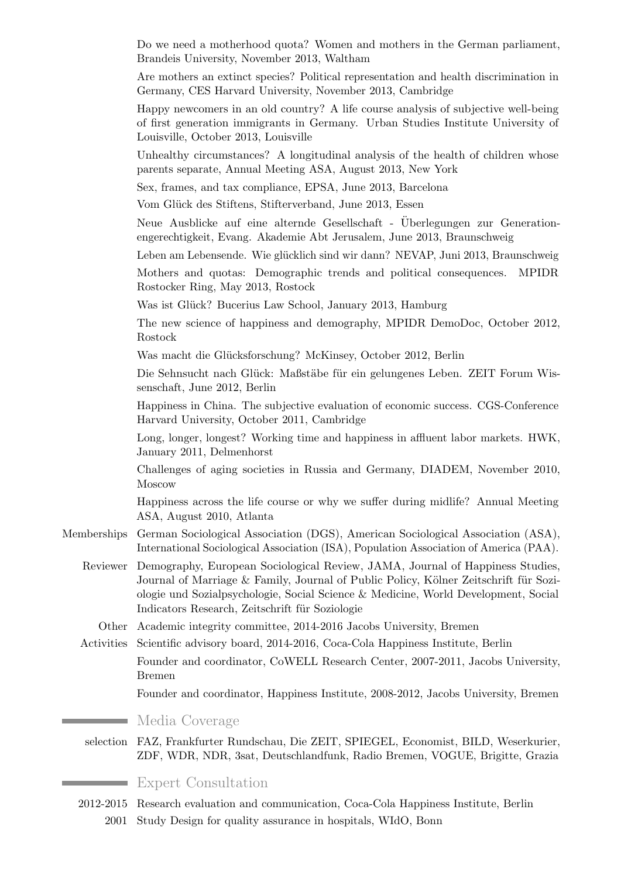Do we need a motherhood quota? Women and mothers in the German parliament, Brandeis University, November 2013, Waltham

Are mothers an extinct species? Political representation and health discrimination in Germany, CES Harvard University, November 2013, Cambridge

Happy newcomers in an old country? A life course analysis of subjective well-being of first generation immigrants in Germany. Urban Studies Institute University of Louisville, October 2013, Louisville

Unhealthy circumstances? A longitudinal analysis of the health of children whose parents separate, Annual Meeting ASA, August 2013, New York

Sex, frames, and tax compliance, EPSA, June 2013, Barcelona

Vom Glück des Stiftens, Stifterverband, June 2013, Essen

Neue Ausblicke auf eine alternde Gesellschaft - Überlegungen zur Generationengerechtigkeit, Evang. Akademie Abt Jerusalem, June 2013, Braunschweig

Leben am Lebensende. Wie glücklich sind wir dann? NEVAP, Juni 2013, Braunschweig

Mothers and quotas: Demographic trends and political consequences. MPIDR Rostocker Ring, May 2013, Rostock

Was ist Glück? Bucerius Law School, January 2013, Hamburg

The new science of happiness and demography, MPIDR DemoDoc, October 2012, Rostock

Was macht die Glücksforschung? McKinsey, October 2012, Berlin

Die Sehnsucht nach Glück: Maßstäbe für ein gelungenes Leben. ZEIT Forum Wissenschaft, June 2012, Berlin

Happiness in China. The subjective evaluation of economic success. CGS-Conference Harvard University, October 2011, Cambridge

Long, longer, longest? Working time and happiness in affluent labor markets. HWK, January 2011, Delmenhorst

Challenges of aging societies in Russia and Germany, DIADEM, November 2010, Moscow

Happiness across the life course or why we suffer during midlife? Annual Meeting ASA, August 2010, Atlanta

**Memberships** German Sociological Association (DGS), American Sociological Association (ASA), International Sociological Association (ISA), Population Association of America (PAA).

**Reviewer** Demography, European Sociological Review, JAMA, Journal of Happiness Studies, Journal of Marriage & Family, Journal of Public Policy, Kölner Zeitschrift für Soziologie und Sozialpsychologie, Social Science & Medicine, World Development, Social Indicators Research, Zeitschrift für Soziologie

**Other Activities**

Academic integrity committee, 2014-2016 Jacobs University, Bremen

Scientific advisory board, 2014-2016, Coca-Cola Happiness Institute, Berlin

Founder and coordinator, CoWELL Research Center, 2007-2011, Jacobs University, Bremen

Founder and coordinator, Happiness Institute, 2008-2012, Jacobs University, Bremen

## Media Coverage

**selection** FAZ, Frankfurter Rundschau, Die ZEIT, SPIEGEL, Economist, BILD, Weserkurier, ZDF, WDR, NDR, 3sat, Deutschlandfunk, Radio Bremen, VOGUE, Brigitte, Grazia

## Expert Consultation

**2012-2015** Research evaluation and communication, Coca-Cola Happiness Institute, Berlin

**2001** Study Design for quality assurance in hospitals, WIdO, Bonn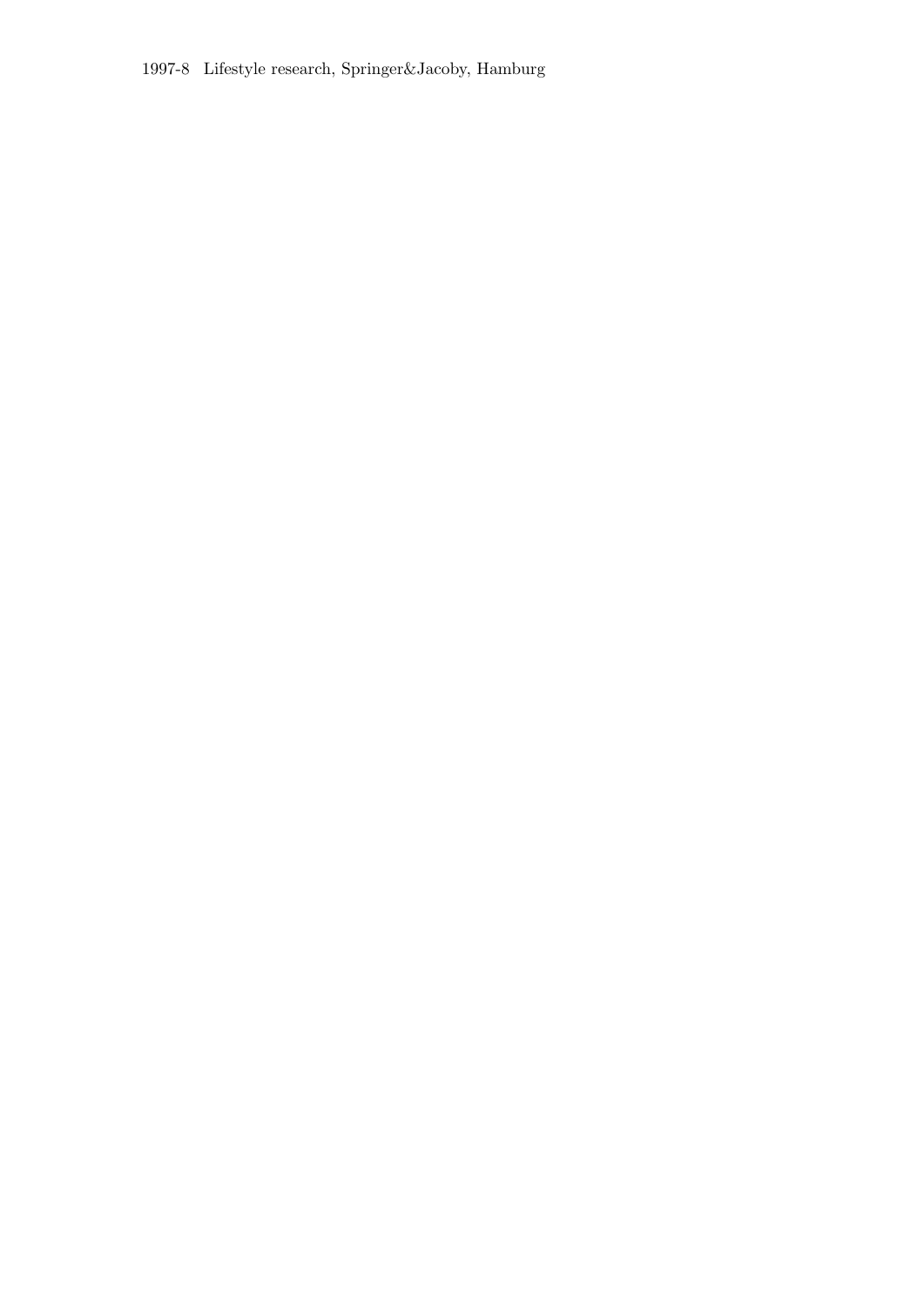1997-8 Lifestyle research, Springer&Jacoby, Hamburg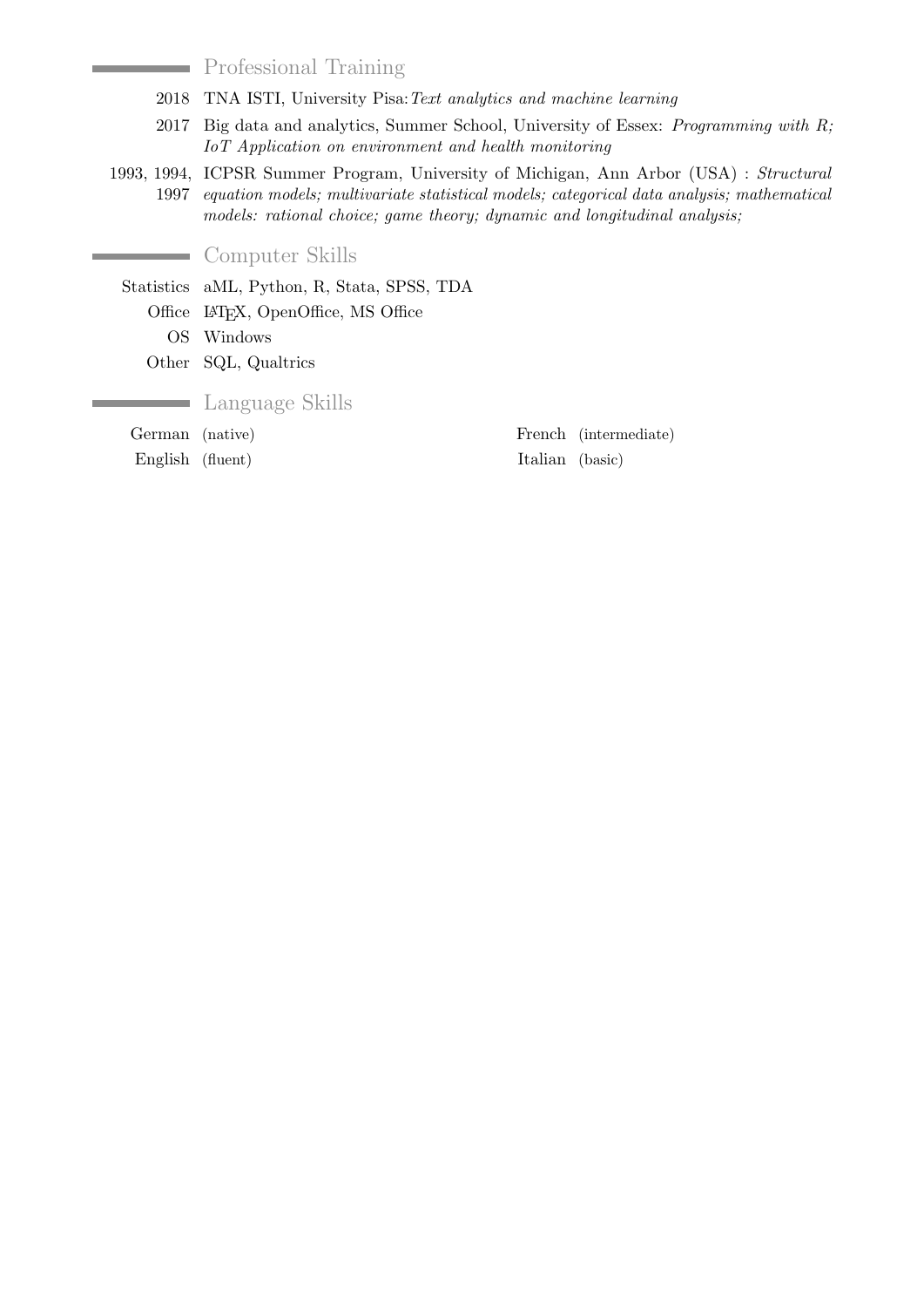## Professional Training

- **2018** TNA ISTI, University Pisa: *Text analytics and machine learning*
- **2017** Big data and analytics, Summer School, University of Essex: *Programming with R; IoT Application on environment and health monitoring*
- **1993, 1994, 1997** ICPSR Summer Program, University of Michigan, Ann Arbor (USA) : *Structural equation models; multivariate statistical models; categorical data analysis; mathematical models: rational choice; game theory; dynamic and longitudinal analysis;*

## Computer Skills

- **Statistics** aML, Python, R, Stata, SPSS, TDA
- **Office** LaTeX, OpenOffice, MS Office
- **OS** Windows
- **Other** SQL, Qualtrics

## Language Skills

- **German** (native)
- **English** (fluent)
- **French** (intermediate)
- **Italian** (basic)